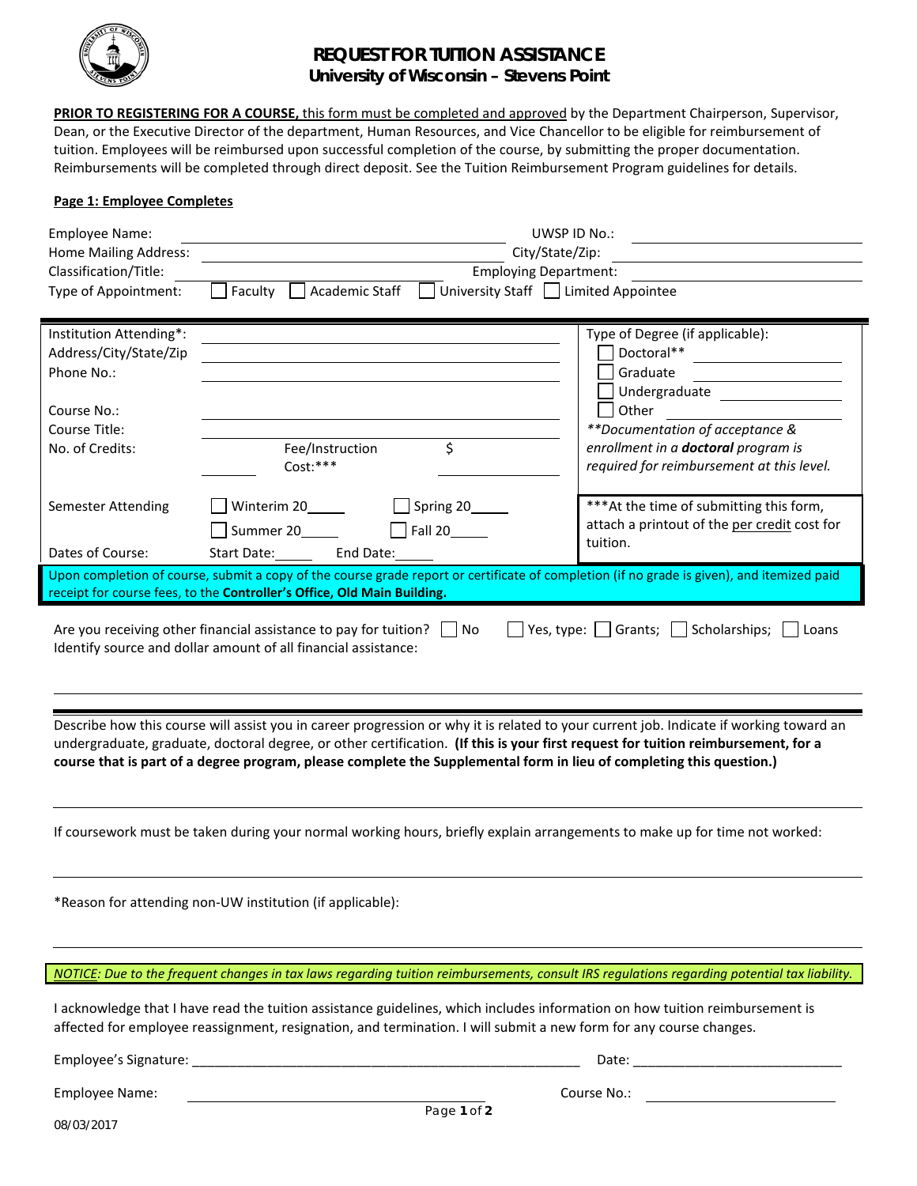# REQUEST FOR TUITION ASSISTANCE

## University of Wisconsin – Stevens Point

**PRIOR TO REGISTERING FOR A COURSE,** this form must be completed and approved by the Department Chairperson, Supervisor, Dean, or the Executive Director of the department, Human Resources, and Vice Chancellor to be eligible for reimbursement of tuition. Employees will be reimbursed upon successful completion of the course, by submitting the proper documentation. Reimbursements will be completed through direct deposit. See the Tuition Reimbursement Program guidelines for details.

**Page 1: Employee Completes**

Employee Name: ______________________ UWSP ID No.: ______________________

Home Mailing Address: ______________________ City/State/Zip: ______________________

Classification/Title: ______________________ Employing Department: ______________________

Type of Appointment: ☐ Faculty ☐ Academic Staff ☐ University Staff ☐ Limited Appointee

Institution Attending*: ______________________

Address/City/State/Zip ______________________

Phone No.: ______________________

Course No.: ______________________

Course Title: ______________________

No. of Credits: ________ Fee/Instruction Cost:*** $ ________

Type of Degree (if applicable):

☐ Doctoral** ________

☐ Graduate ________

☐ Undergraduate ________

☐ Other ________

*\*\*Documentation of acceptance & enrollment in a **doctoral** program is required for reimbursement at this level.*

Semester Attending ☐ Winterim 20_____ ☐ Spring 20_____ ☐ Summer 20_____ ☐ Fall 20_____

Dates of Course: Start Date:_____ End Date:_____

***At the time of submitting this form, attach a printout of the per credit cost for tuition.

Upon completion of course, submit a copy of the course grade report or certificate of completion (if no grade is given), and itemized paid receipt for course fees, to the **Controller's Office, Old Main Building.**

Are you receiving other financial assistance to pay for tuition? ☐ No ☐ Yes, type: ☐ Grants; ☐ Scholarships; ☐ Loans

Identify source and dollar amount of all financial assistance:

______________________________________________

Describe how this course will assist you in career progression or why it is related to your current job. Indicate if working toward an undergraduate, graduate, doctoral degree, or other certification. **(If this is your first request for tuition reimbursement, for a course that is part of a degree program, please complete the Supplemental form in lieu of completing this question.)**

______________________________________________

If coursework must be taken during your normal working hours, briefly explain arrangements to make up for time not worked:

______________________________________________

*Reason for attending non-UW institution (if applicable):

______________________________________________

*NOTICE: Due to the frequent changes in tax laws regarding tuition reimbursements, consult IRS regulations regarding potential tax liability.*

I acknowledge that I have read the tuition assistance guidelines, which includes information on how tuition reimbursement is affected for employee reassignment, resignation, and termination. I will submit a new form for any course changes.

Employee's Signature: ______________________ Date: ______________________

Employee Name: ______________________ Course No.: ______________________

08/03/2017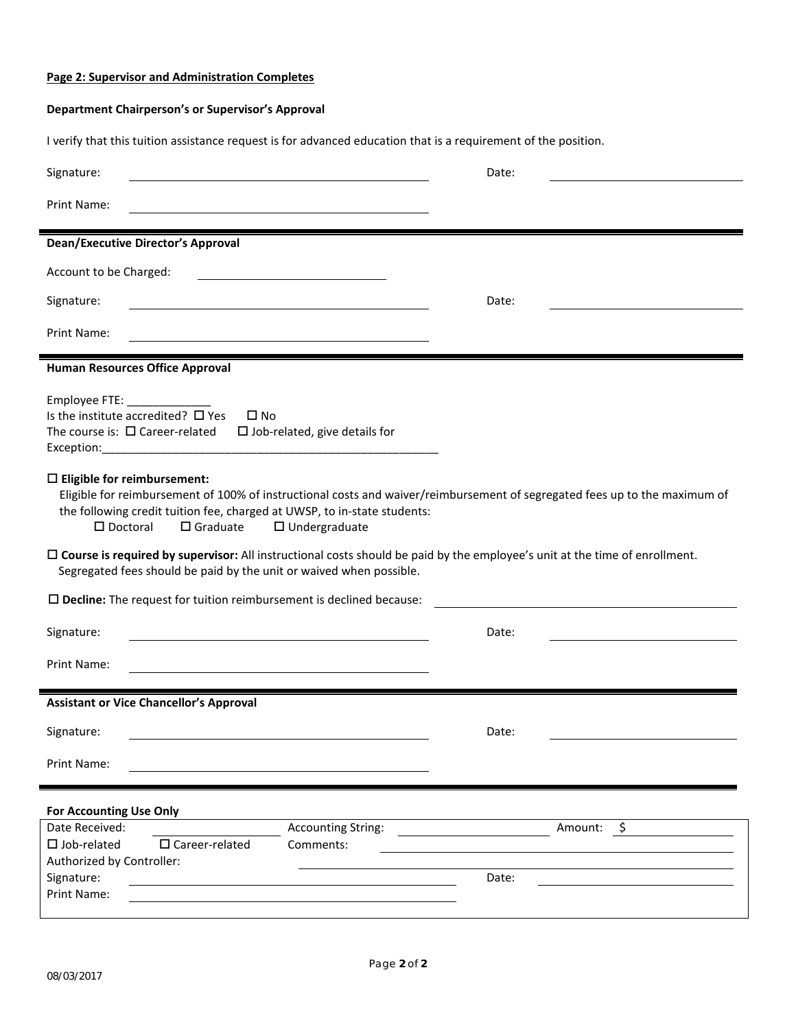**Page 2: Supervisor and Administration Completes**

**Department Chairperson's or Supervisor's Approval**

I verify that this tuition assistance request is for advanced education that is a requirement of the position.

Signature: ______________________________ Date: ______________________

Print Name: ______________________________

---

**Dean/Executive Director's Approval**

Account to be Charged: ____________________

Signature: ______________________________ Date: ______________________

Print Name: ______________________________

---

**Human Resources Office Approval**

Employee FTE: _____________

Is the institute accredited? ☐ Yes ☐ No

The course is: ☐ Career-related ☐ Job-related, give details for Exception:_______________________________________________

☐ **Eligible for reimbursement:**
Eligible for reimbursement of 100% of instructional costs and waiver/reimbursement of segregated fees up to the maximum of the following credit tuition fee, charged at UWSP, to in-state students:
☐ Doctoral ☐ Graduate ☐ Undergraduate

☐ **Course is required by supervisor:** All instructional costs should be paid by the employee's unit at the time of enrollment. Segregated fees should be paid by the unit or waived when possible.

☐ **Decline:** The request for tuition reimbursement is declined because: ______________________________

Signature: ______________________________ Date: ______________________

Print Name: ______________________________

---

**Assistant or Vice Chancellor's Approval**

Signature: ______________________________ Date: ______________________

Print Name: ______________________________

---

**For Accounting Use Only**

Date Received: ______________ Accounting String: ______________ Amount: $ ______________

☐ Job-related ☐ Career-related Comments: ______________________________

Authorized by Controller: ______________________________

Signature: ______________________________ Date: ______________________

Print Name: ______________________________

08/03/2017